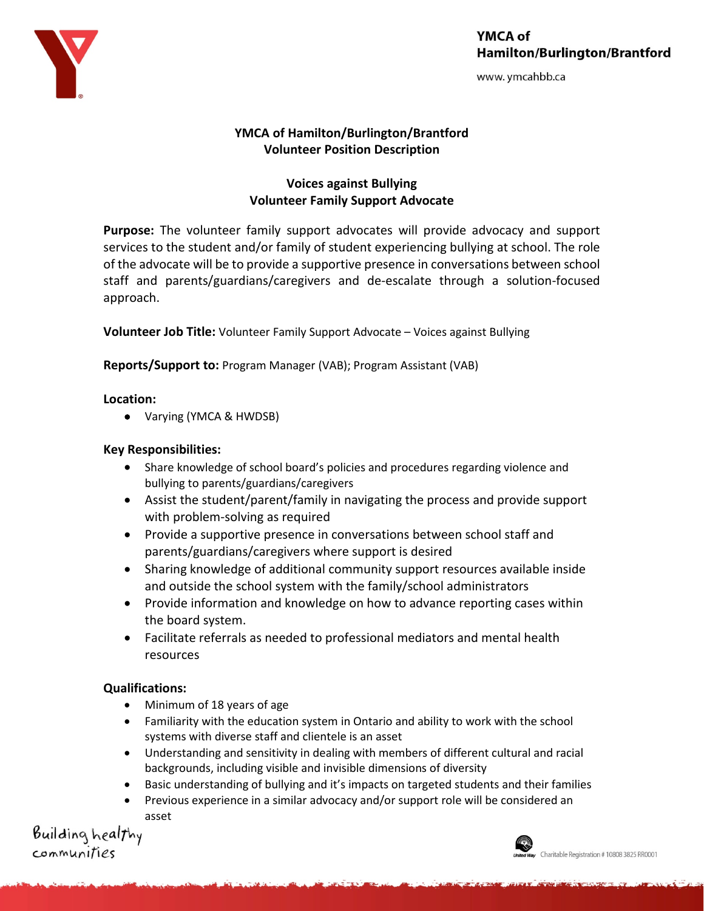YMCA of Hamilton/Burlington/Brantford

www.ymcahbb.ca

# YMCA of Hamilton/Burlington/Brantford
## Volunteer Position Description

## Voices against Bullying
## Volunteer Family Support Advocate

**Purpose:** The volunteer family support advocates will provide advocacy and support services to the student and/or family of student experiencing bullying at school. The role of the advocate will be to provide a supportive presence in conversations between school staff and parents/guardians/caregivers and de-escalate through a solution-focused approach.

**Volunteer Job Title:** Volunteer Family Support Advocate – Voices against Bullying

**Reports/Support to:** Program Manager (VAB); Program Assistant (VAB)

**Location:**

- Varying (YMCA & HWDSB)

**Key Responsibilities:**

- Share knowledge of school board's policies and procedures regarding violence and bullying to parents/guardians/caregivers
- Assist the student/parent/family in navigating the process and provide support with problem-solving as required
- Provide a supportive presence in conversations between school staff and parents/guardians/caregivers where support is desired
- Sharing knowledge of additional community support resources available inside and outside the school system with the family/school administrators
- Provide information and knowledge on how to advance reporting cases within the board system.
- Facilitate referrals as needed to professional mediators and mental health resources

**Qualifications:**

- Minimum of 18 years of age
- Familiarity with the education system in Ontario and ability to work with the school systems with diverse staff and clientele is an asset
- Understanding and sensitivity in dealing with members of different cultural and racial backgrounds, including visible and invisible dimensions of diversity
- Basic understanding of bullying and it's impacts on targeted students and their families
- Previous experience in a similar advocacy and/or support role will be considered an asset

Building healthy communities

Charitable Registration # 10808 3825 RR0001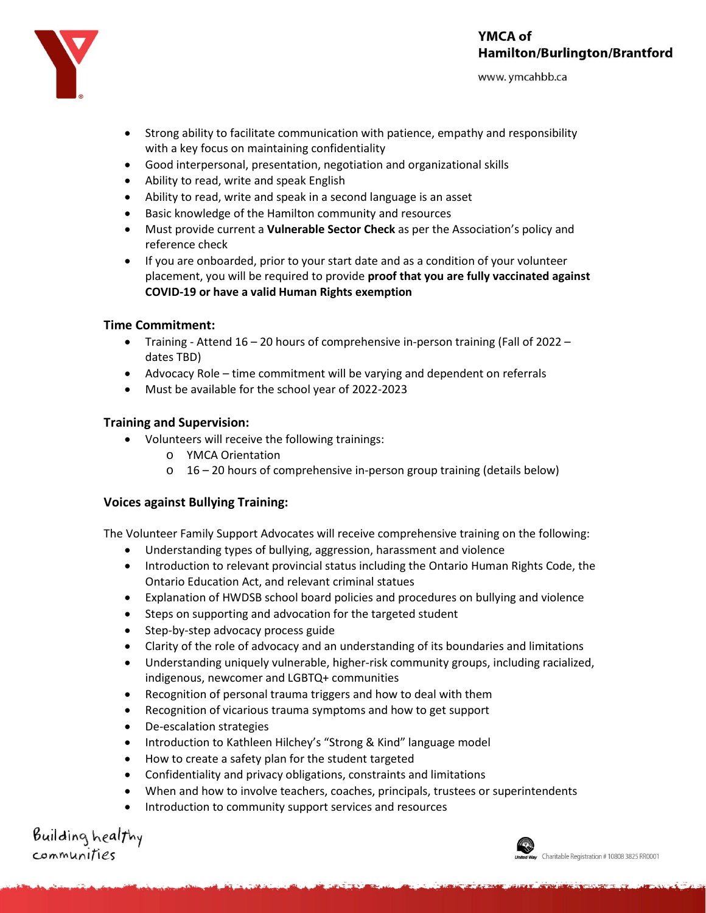- Strong ability to facilitate communication with patience, empathy and responsibility with a key focus on maintaining confidentiality
- Good interpersonal, presentation, negotiation and organizational skills
- Ability to read, write and speak English
- Ability to read, write and speak in a second language is an asset
- Basic knowledge of the Hamilton community and resources
- Must provide current a **Vulnerable Sector Check** as per the Association's policy and reference check
- If you are onboarded, prior to your start date and as a condition of your volunteer placement, you will be required to provide **proof that you are fully vaccinated against COVID-19 or have a valid Human Rights exemption**

### Time Commitment:

- Training - Attend 16 – 20 hours of comprehensive in-person training (Fall of 2022 – dates TBD)
- Advocacy Role – time commitment will be varying and dependent on referrals
- Must be available for the school year of 2022-2023

### Training and Supervision:

- Volunteers will receive the following trainings:
  - YMCA Orientation
  - 16 – 20 hours of comprehensive in-person group training (details below)

### Voices against Bullying Training:

The Volunteer Family Support Advocates will receive comprehensive training on the following:

- Understanding types of bullying, aggression, harassment and violence
- Introduction to relevant provincial status including the Ontario Human Rights Code, the Ontario Education Act, and relevant criminal statues
- Explanation of HWDSB school board policies and procedures on bullying and violence
- Steps on supporting and advocation for the targeted student
- Step-by-step advocacy process guide
- Clarity of the role of advocacy and an understanding of its boundaries and limitations
- Understanding uniquely vulnerable, higher-risk community groups, including racialized, indigenous, newcomer and LGBTQ+ communities
- Recognition of personal trauma triggers and how to deal with them
- Recognition of vicarious trauma symptoms and how to get support
- De-escalation strategies
- Introduction to Kathleen Hilchey's "Strong & Kind" language model
- How to create a safety plan for the student targeted
- Confidentiality and privacy obligations, constraints and limitations
- When and how to involve teachers, coaches, principals, trustees or superintendents
- Introduction to community support services and resources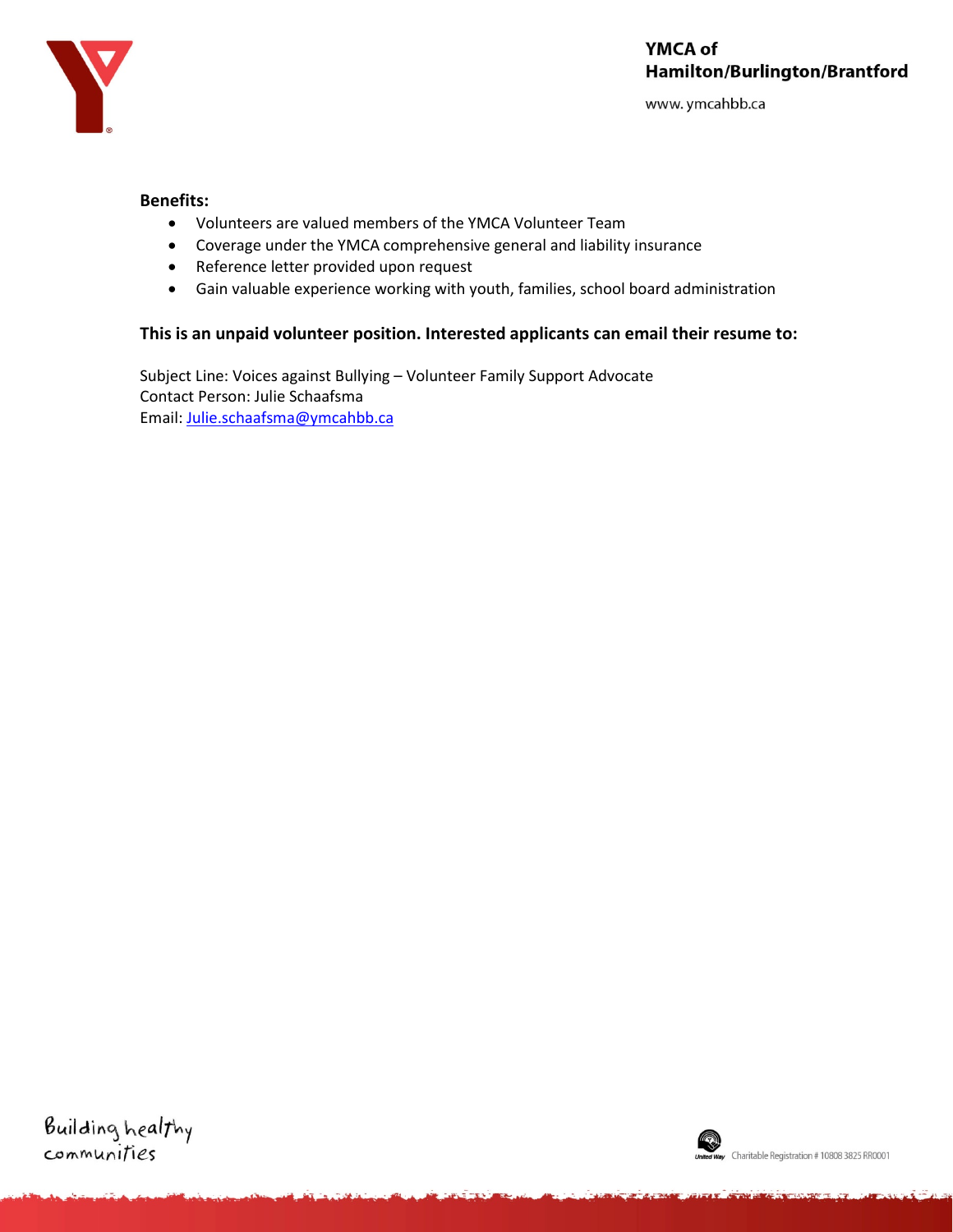**Benefits:**

- Volunteers are valued members of the YMCA Volunteer Team
- Coverage under the YMCA comprehensive general and liability insurance
- Reference letter provided upon request
- Gain valuable experience working with youth, families, school board administration

**This is an unpaid volunteer position. Interested applicants can email their resume to:**

Subject Line: Voices against Bullying – Volunteer Family Support Advocate
Contact Person: Julie Schaafsma
Email: Julie.schaafsma@ymcahbb.ca